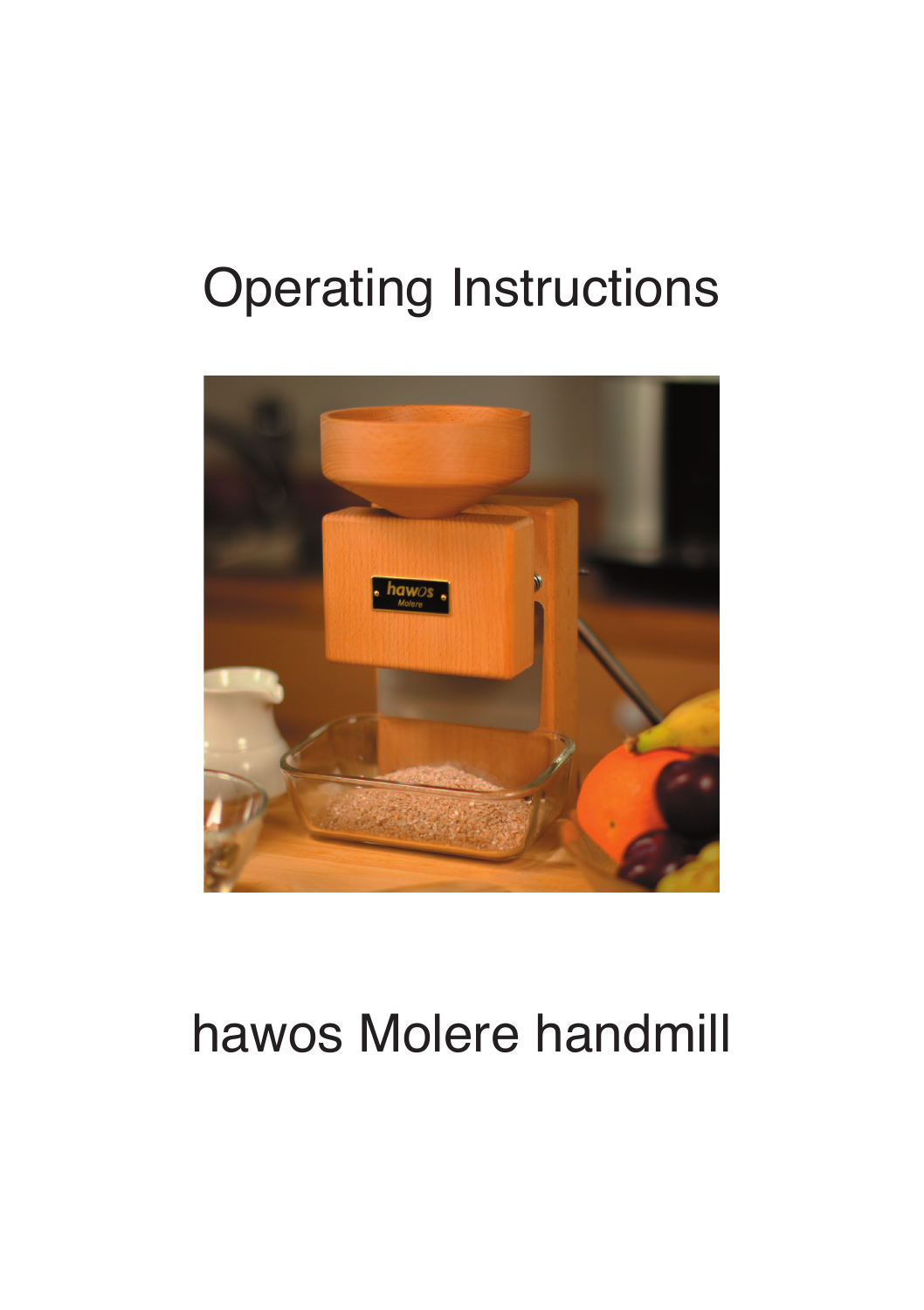# Operating Instructions

# hawos Molere handmill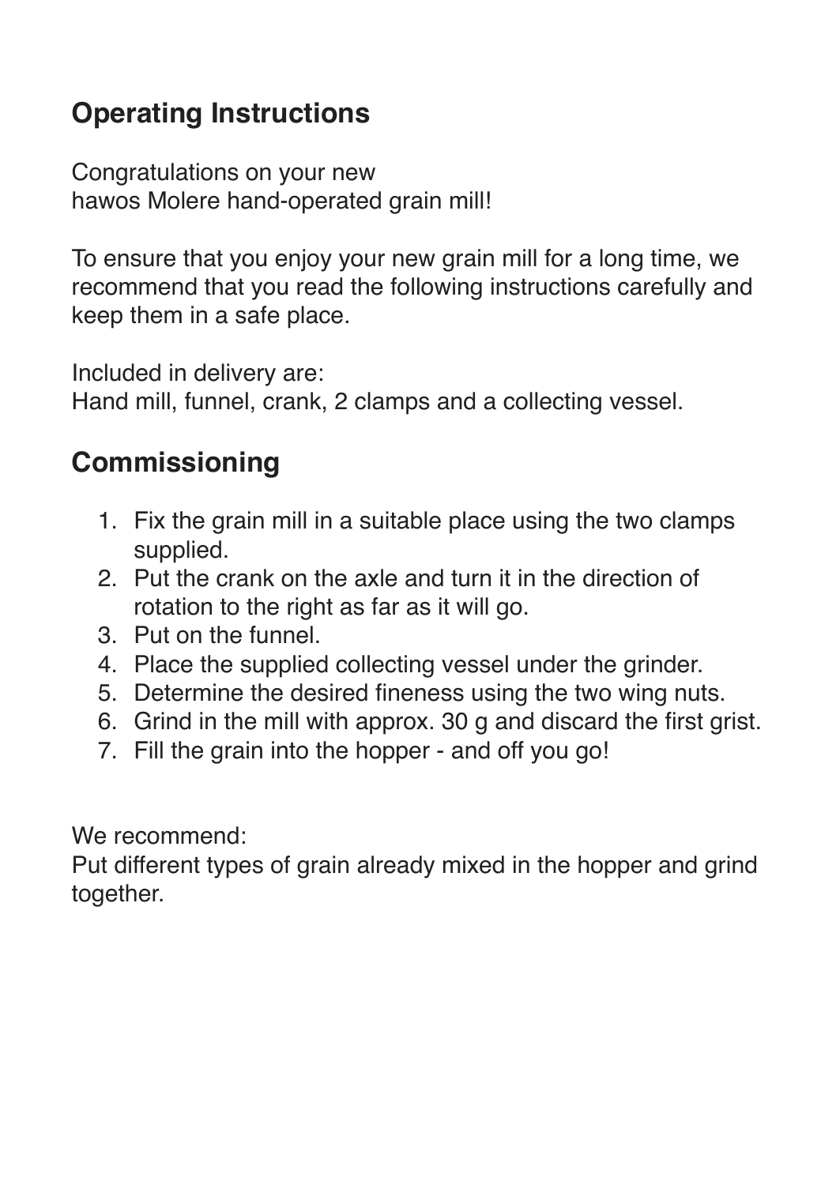## Operating Instructions

Congratulations on your new
hawos Molere hand-operated grain mill!

To ensure that you enjoy your new grain mill for a long time, we recommend that you read the following instructions carefully and keep them in a safe place.

Included in delivery are:
Hand mill, funnel, crank, 2 clamps and a collecting vessel.

## Commissioning

1. Fix the grain mill in a suitable place using the two clamps supplied.
2. Put the crank on the axle and turn it in the direction of rotation to the right as far as it will go.
3. Put on the funnel.
4. Place the supplied collecting vessel under the grinder.
5. Determine the desired fineness using the two wing nuts.
6. Grind in the mill with approx. 30 g and discard the first grist.
7. Fill the grain into the hopper - and off you go!

We recommend:
Put different types of grain already mixed in the hopper and grind together.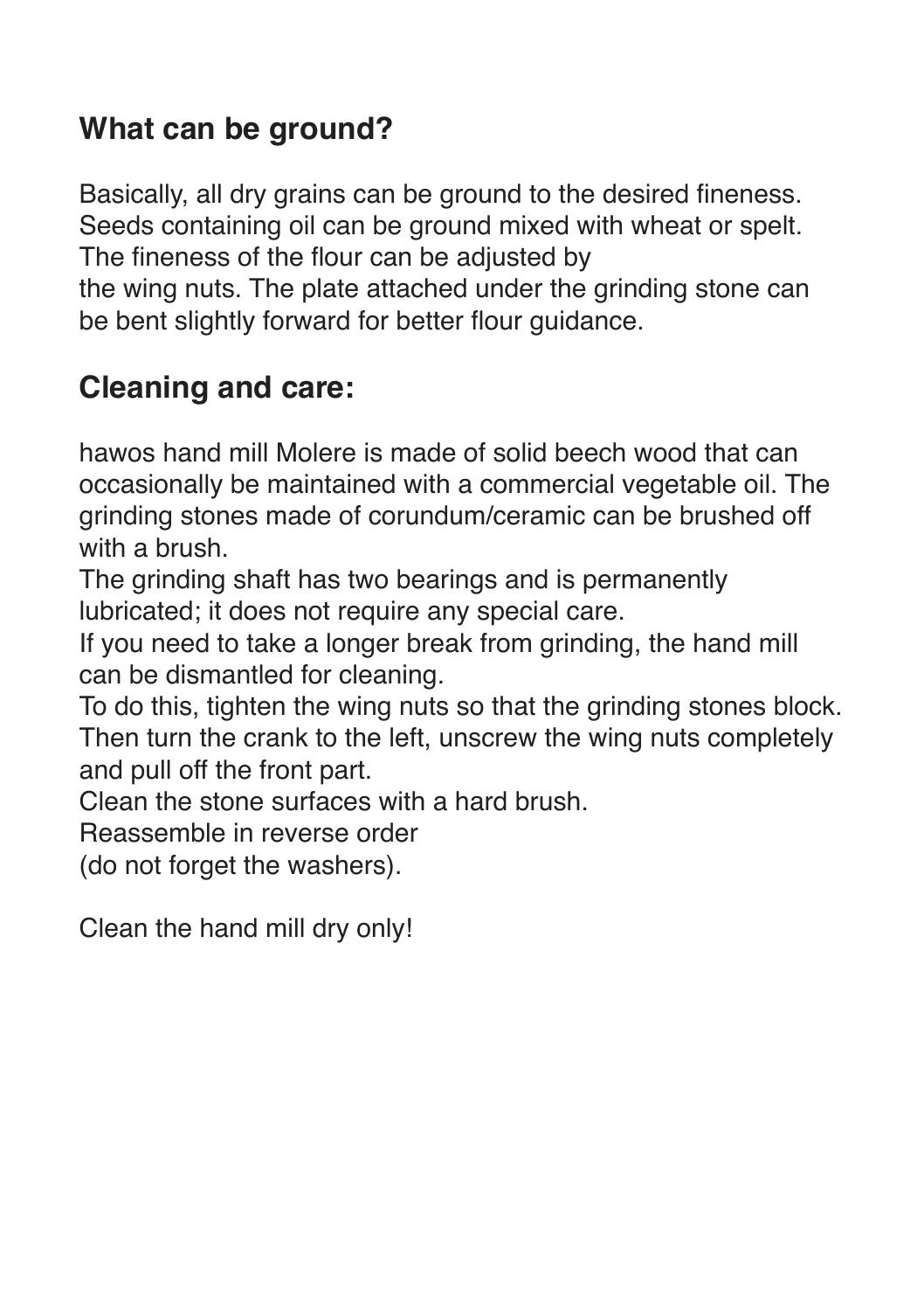## What can be ground?

Basically, all dry grains can be ground to the desired fineness. Seeds containing oil can be ground mixed with wheat or spelt. The fineness of the flour can be adjusted by the wing nuts. The plate attached under the grinding stone can be bent slightly forward for better flour guidance.

## Cleaning and care:

hawos hand mill Molere is made of solid beech wood that can occasionally be maintained with a commercial vegetable oil. The grinding stones made of corundum/ceramic can be brushed off with a brush.

The grinding shaft has two bearings and is permanently lubricated; it does not require any special care.

If you need to take a longer break from grinding, the hand mill can be dismantled for cleaning.

To do this, tighten the wing nuts so that the grinding stones block. Then turn the crank to the left, unscrew the wing nuts completely and pull off the front part.

Clean the stone surfaces with a hard brush.

Reassemble in reverse order (do not forget the washers).

Clean the hand mill dry only!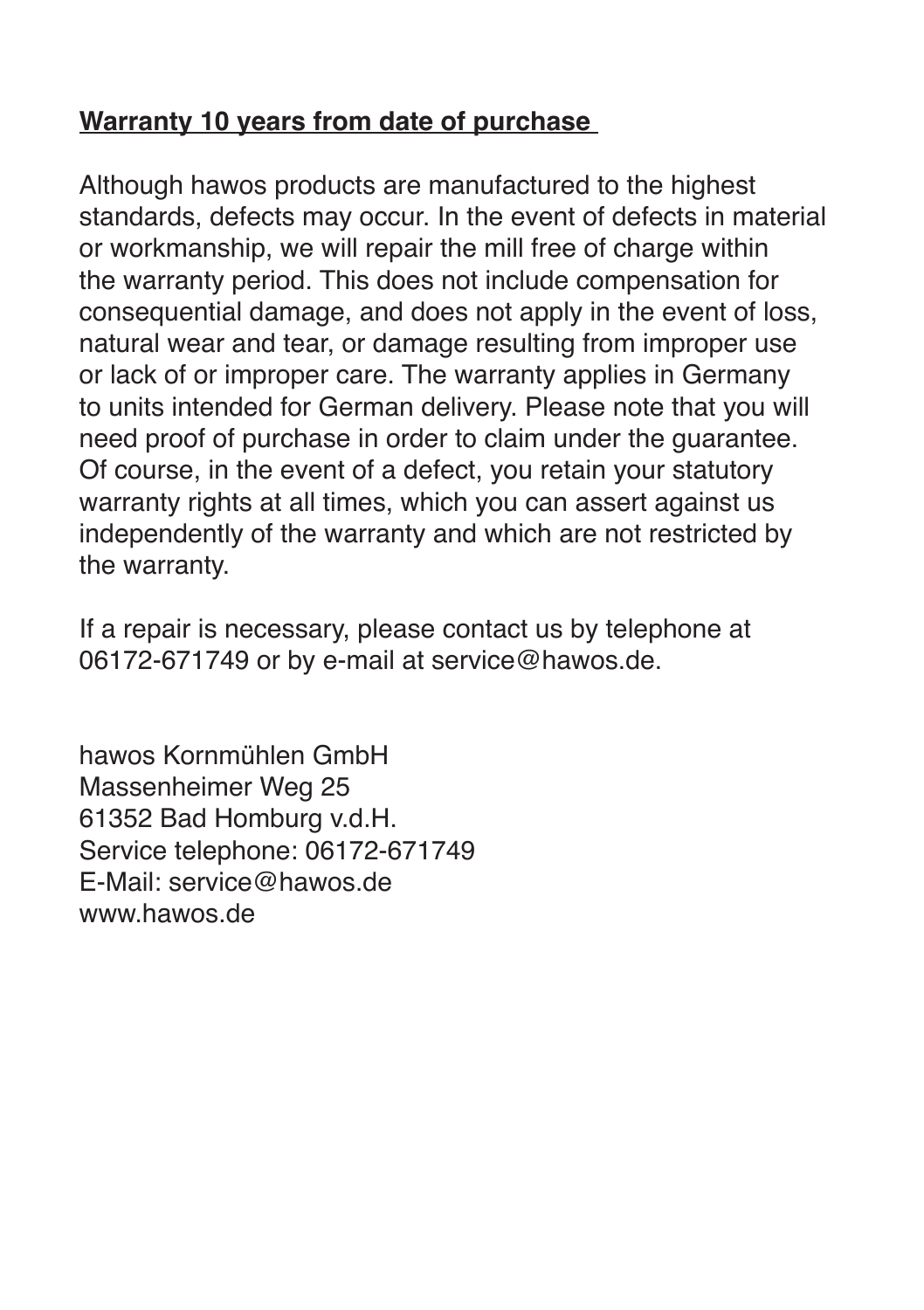**Warranty 10 years from date of purchase**

Although hawos products are manufactured to the highest standards, defects may occur. In the event of defects in material or workmanship, we will repair the mill free of charge within the warranty period. This does not include compensation for consequential damage, and does not apply in the event of loss, natural wear and tear, or damage resulting from improper use or lack of or improper care. The warranty applies in Germany to units intended for German delivery. Please note that you will need proof of purchase in order to claim under the guarantee. Of course, in the event of a defect, you retain your statutory warranty rights at all times, which you can assert against us independently of the warranty and which are not restricted by the warranty.

If a repair is necessary, please contact us by telephone at 06172-671749 or by e-mail at service@hawos.de.

hawos Kornmühlen GmbH
Massenheimer Weg 25
61352 Bad Homburg v.d.H.
Service telephone: 06172-671749
E-Mail: service@hawos.de
www.hawos.de